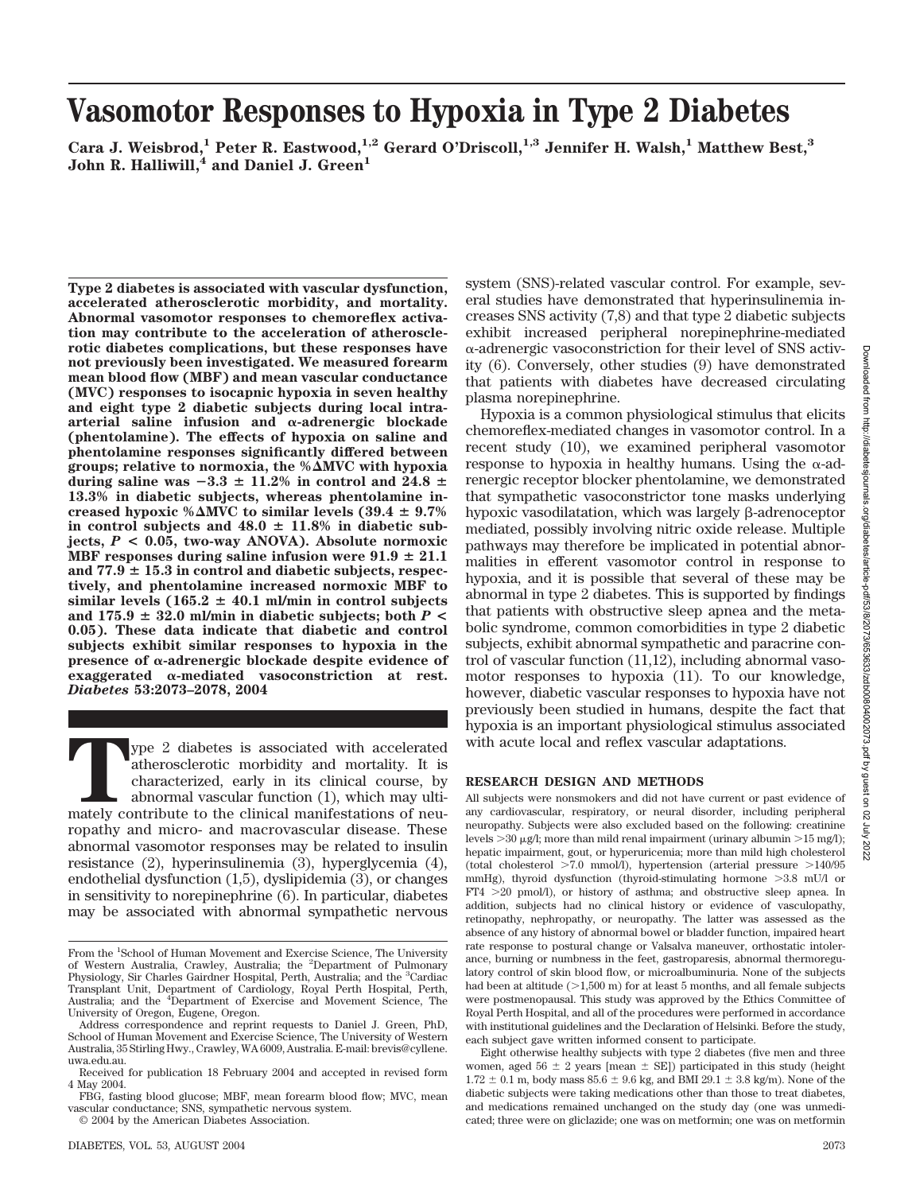# Vasomotor Responses to Hypoxia in Type 2 Diabetes

**Cara J. Weisbrod,[1] Peter R. Eastwood,[1,2] Gerard O'Driscoll,[1,3] Jennifer H. Walsh,[1] Matthew Best,[3] John R. Halliwill,[4] and Daniel J. Green[1]**

**Type 2 diabetes is associated with vascular dysfunction, accelerated atherosclerotic morbidity, and mortality. Abnormal vasomotor responses to chemoreflex activation may contribute to the acceleration of atherosclerotic diabetes complications, but these responses have not previously been investigated. We measured forearm mean blood flow (MBF) and mean vascular conductance (MVC) responses to isocapnic hypoxia in seven healthy and eight type 2 diabetic subjects during local intra-arterial saline infusion and α-adrenergic blockade (phentolamine). The effects of hypoxia on saline and phentolamine responses significantly differed between groups; relative to normoxia, the %ΔMVC with hypoxia during saline was −3.3 ± 11.2% in control and 24.8 ± 13.3% in diabetic subjects, whereas phentolamine increased hypoxic %ΔMVC to similar levels (39.4 ± 9.7% in control subjects and 48.0 ± 11.8% in diabetic subjects, $P < 0.05$, two-way ANOVA). Absolute normoxic MBF responses during saline infusion were 91.9 ± 21.1 and 77.9 ± 15.3 in control and diabetic subjects, respectively, and phentolamine increased normoxic MBF to similar levels (165.2 ± 40.1 ml/min in control subjects and 175.9 ± 32.0 ml/min in diabetic subjects; both $P < 0.05$). These data indicate that diabetic and control subjects exhibit similar responses to hypoxia in the presence of α-adrenergic blockade despite evidence of exaggerated α-mediated vasoconstriction at rest.** ***Diabetes* 53:2073–2078, 2004**

Type 2 diabetes is associated with accelerated atherosclerotic morbidity and mortality. It is characterized, early in its clinical course, by abnormal vascular function (1), which may ultimately contribute to the clinical manifestations of neuropathy and micro- and macrovascular disease. These abnormal vasomotor responses may be related to insulin resistance (2), hyperinsulinemia (3), hyperglycemia (4), endothelial dysfunction (1,5), dyslipidemia (3), or changes in sensitivity to norepinephrine (6). In particular, diabetes may be associated with abnormal sympathetic nervous system (SNS)-related vascular control. For example, several studies have demonstrated that hyperinsulinemia increases SNS activity (7,8) and that type 2 diabetic subjects exhibit increased peripheral norepinephrine-mediated α-adrenergic vasoconstriction for their level of SNS activity (6). Conversely, other studies (9) have demonstrated that patients with diabetes have decreased circulating plasma norepinephrine.

Hypoxia is a common physiological stimulus that elicits chemoreflex-mediated changes in vasomotor control. In a recent study (10), we examined peripheral vasomotor response to hypoxia in healthy humans. Using the α-adrenergic receptor blocker phentolamine, we demonstrated that sympathetic vasoconstrictor tone masks underlying hypoxic vasodilatation, which was largely β-adrenoceptor mediated, possibly involving nitric oxide release. Multiple pathways may therefore be implicated in potential abnormalities in efferent vasomotor control in response to hypoxia, and it is possible that several of these may be abnormal in type 2 diabetes. This is supported by findings that patients with obstructive sleep apnea and the metabolic syndrome, common comorbidities in type 2 diabetic subjects, exhibit abnormal sympathetic and paracrine control of vascular function (11,12), including abnormal vasomotor responses to hypoxia (11). To our knowledge, however, diabetic vascular responses to hypoxia have not previously been studied in humans, despite the fact that hypoxia is an important physiological stimulus associated with acute local and reflex vascular adaptations.

## RESEARCH DESIGN AND METHODS

All subjects were nonsmokers and did not have current or past evidence of any cardiovascular, respiratory, or neural disorder, including peripheral neuropathy. Subjects were also excluded based on the following: creatinine levels >30 μg/l; more than mild renal impairment (urinary albumin >15 mg/l); hepatic impairment, gout, or hyperuricemia; more than mild high cholesterol (total cholesterol >7.0 mmol/l), hypertension (arterial pressure >140/95 mmHg), thyroid dysfunction (thyroid-stimulating hormone >3.8 mU/l or FT4 >20 pmol/l), or history of asthma; and obstructive sleep apnea. In addition, subjects had no clinical history or evidence of vasculopathy, retinopathy, nephropathy, or neuropathy. The latter was assessed as the absence of any history of abnormal bowel or bladder function, impaired heart rate response to postural change or Valsalva maneuver, orthostatic intolerance, burning or numbness in the feet, gastroparesis, abnormal thermoregulatory control of skin blood flow, or microalbuminuria. None of the subjects had been at altitude (>1,500 m) for at least 5 months, and all female subjects were postmenopausal. This study was approved by the Ethics Committee of Royal Perth Hospital, and all of the procedures were performed in accordance with institutional guidelines and the Declaration of Helsinki. Before the study, each subject gave written informed consent to participate.

Eight otherwise healthy subjects with type 2 diabetes (five men and three women, aged 56 ± 2 years [mean ± SE]) participated in this study (height 1.72 ± 0.1 m, body mass 85.6 ± 9.6 kg, and BMI 29.1 ± 3.8 kg/m). None of the diabetic subjects were taking medications other than those to treat diabetes, and medications remained unchanged on the study day (one was unmedicated; three were on gliclazide; one was on metformin; one was on metformin

From the [1]School of Human Movement and Exercise Science, The University of Western Australia, Crawley, Australia; the [2]Department of Pulmonary Physiology, Sir Charles Gairdner Hospital, Perth, Australia; and the [3]Cardiac Transplant Unit, Department of Cardiology, Royal Perth Hospital, Perth, Australia; and the [4]Department of Exercise and Movement Science, The University of Oregon, Eugene, Oregon.

Address correspondence and reprint requests to Daniel J. Green, PhD, School of Human Movement and Exercise Science, The University of Western Australia, 35 Stirling Hwy., Crawley, WA 6009, Australia. E-mail: brevis@cyllene.uwa.edu.au.

Received for publication 18 February 2004 and accepted in revised form 4 May 2004.

FBG, fasting blood glucose; MBF, mean forearm blood flow; MVC, mean vascular conductance; SNS, sympathetic nervous system.

© 2004 by the American Diabetes Association.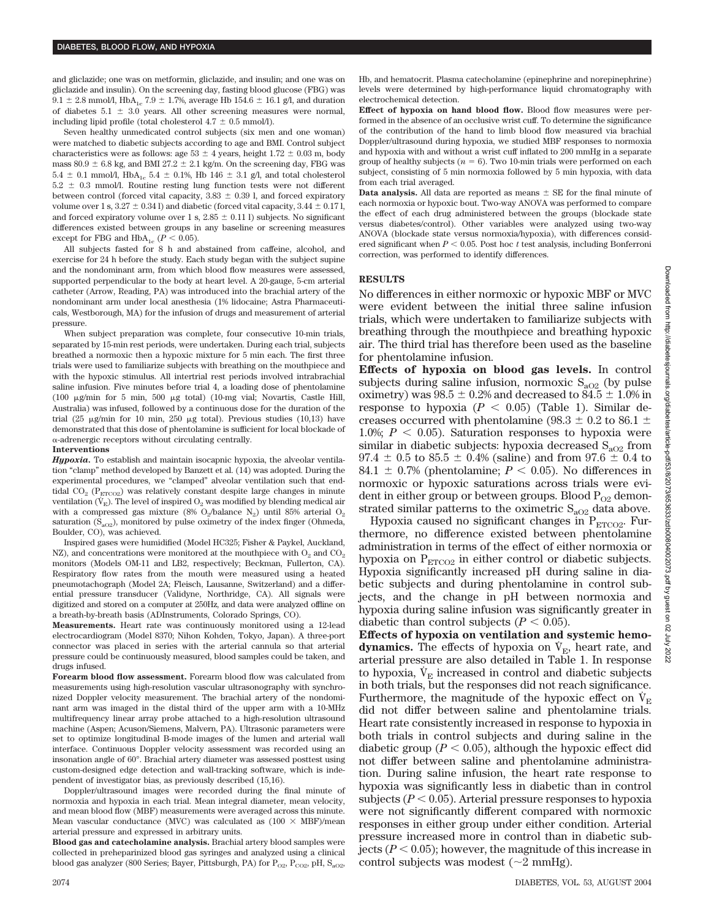and gliclazide; one was on metformin, gliclazide, and insulin; and one was on gliclazide and insulin). On the screening day, fasting blood glucose (FBG) was 9.1 ± 2.8 mmol/l, $HbA_{1c}$ 7.9 ± 1.7%, average Hb 154.6 ± 16.1 g/l, and duration of diabetes 5.1 ± 3.0 years. All other screening measures were normal, including lipid profile (total cholesterol 4.7 ± 0.5 mmol/l).

Seven healthy unmedicated control subjects (six men and one woman) were matched to diabetic subjects according to age and BMI. Control subject characteristics were as follows: age 53 ± 4 years, height 1.72 ± 0.03 m, body mass 80.9 ± 6.8 kg, and BMI 27.2 ± 2.1 kg/m. On the screening day, FBG was 5.4 ± 0.1 mmol/l, $HbA_{1c}$ 5.4 ± 0.1%, Hb 146 ± 3.1 g/l, and total cholesterol 5.2 ± 0.3 mmol/l. Routine resting lung function tests were not different between control (forced vital capacity, 3.83 ± 0.39 l, and forced expiratory volume over 1 s, 3.27 ± 0.34 l) and diabetic (forced vital capacity, 3.44 ± 0.17 l, and forced expiratory volume over 1 s, 2.85 ± 0.11 l) subjects. No significant differences existed between groups in any baseline or screening measures except for FBG and $HbA_{1c}$ ($P < 0.05$).

All subjects fasted for 8 h and abstained from caffeine, alcohol, and exercise for 24 h before the study. Each study began with the subject supine and the nondominant arm, from which blood flow measures were assessed, supported perpendicular to the body at heart level. A 20-gauge, 5-cm arterial catheter (Arrow, Reading, PA) was introduced into the brachial artery of the nondominant arm under local anesthesia (1% lidocaine; Astra Pharmaceuticals, Westborough, MA) for the infusion of drugs and measurement of arterial pressure.

When subject preparation was complete, four consecutive 10-min trials, separated by 15-min rest periods, were undertaken. During each trial, subjects breathed a normoxic then a hypoxic mixture for 5 min each. The first three trials were used to familiarize subjects with breathing on the mouthpiece and with the hypoxic stimulus. All intertrial rest periods involved intrabrachial saline infusion. Five minutes before trial 4, a loading dose of phentolamine (100 μg/min for 5 min, 500 μg total) (10-mg vial; Novartis, Castle Hill, Australia) was infused, followed by a continuous dose for the duration of the trial (25 μg/min for 10 min, 250 μg total). Previous studies (10,13) have demonstrated that this dose of phentolamine is sufficient for local blockade of α-adrenergic receptors without circulating centrally.

**Interventions**

***Hypoxia.*** To establish and maintain isocapnic hypoxia, the alveolar ventilation "clamp" method developed by Banzett et al. (14) was adopted. During the experimental procedures, we "clamped" alveolar ventilation such that end-tidal $CO_2$ ($P_{ETCO2}$) was relatively constant despite large changes in minute ventilation ($\dot{V}_E$). The level of inspired $O_2$ was modified by blending medical air with a compressed gas mixture (8% $O_2$/balance $N_2$) until 85% arterial $O_2$ saturation ($S_{aO2}$), monitored by pulse oximetry of the index finger (Ohmeda, Boulder, CO), was achieved.

Inspired gases were humidified (Model HC325; Fisher & Paykel, Auckland, NZ), and concentrations were monitored at the mouthpiece with $O_2$ and $CO_2$ monitors (Models OM-11 and LB2, respectively; Beckman, Fullerton, CA). Respiratory flow rates from the mouth were measured using a heated pneumotachograph (Model 2A; Fleisch, Lausanne, Switzerland) and a differential pressure transducer (Validyne, Northridge, CA). All signals were digitized and stored on a computer at 250Hz, and data were analyzed offline on a breath-by-breath basis (ADInstruments, Colorado Springs, CO).

**Measurements.** Heart rate was continuously monitored using a 12-lead electrocardiogram (Model 8370; Nihon Kohden, Tokyo, Japan). A three-port connector was placed in series with the arterial cannula so that arterial pressure could be continuously measured, blood samples could be taken, and drugs infused.

**Forearm blood flow assessment.** Forearm blood flow was calculated from measurements using high-resolution vascular ultrasonography with synchronized Doppler velocity measurement. The brachial artery of the nondominant arm was imaged in the distal third of the upper arm with a 10-MHz multifrequency linear array probe attached to a high-resolution ultrasound machine (Aspen; Acuson/Siemens, Malvern, PA). Ultrasonic parameters were set to optimize longitudinal B-mode images of the lumen and arterial wall interface. Continuous Doppler velocity assessment was recorded using an insonation angle of 60°. Brachial artery diameter was assessed posttest using custom-designed edge detection and wall-tracking software, which is independent of investigator bias, as previously described (15,16).

Doppler/ultrasound images were recorded during the final minute of normoxia and hypoxia in each trial. Mean integral diameter, mean velocity, and mean blood flow (MBF) measurements were averaged across this minute. Mean vascular conductance (MVC) was calculated as (100 × MBF)/mean arterial pressure and expressed in arbitrary units.

**Blood gas and catecholamine analysis.** Brachial artery blood samples were collected in preheparinized blood gas syringes and analyzed using a clinical blood gas analyzer (800 Series; Bayer, Pittsburgh, PA) for $P_{O2}$, $P_{CO2}$, pH, $S_{aO2}$, Hb, and hematocrit. Plasma catecholamine (epinephrine and norepinephrine) levels were determined by high-performance liquid chromatography with electrochemical detection.

**Effect of hypoxia on hand blood flow.** Blood flow measures were performed in the absence of an occlusive wrist cuff. To determine the significance of the contribution of the hand to limb blood flow measured via brachial Doppler/ultrasound during hypoxia, we studied MBF responses to normoxia and hypoxia with and without a wrist cuff inflated to 200 mmHg in a separate group of healthy subjects ($n = 6$). Two 10-min trials were performed on each subject, consisting of 5 min normoxia followed by 5 min hypoxia, with data from each trial averaged.

**Data analysis.** All data are reported as means ± SE for the final minute of each normoxia or hypoxic bout. Two-way ANOVA was performed to compare the effect of each drug administered between the groups (blockade state versus diabetes/control). Other variables were analyzed using two-way ANOVA (blockade state versus normoxia/hypoxia), with differences considered significant when $P < 0.05$. Post hoc $t$ test analysis, including Bonferroni correction, was performed to identify differences.

## RESULTS

No differences in either normoxic or hypoxic MBF or MVC were evident between the initial three saline infusion trials, which were undertaken to familiarize subjects with breathing through the mouthpiece and breathing hypoxic air. The third trial has therefore been used as the baseline for phentolamine infusion.

**Effects of hypoxia on blood gas levels.** In control subjects during saline infusion, normoxic $S_{aO2}$ (by pulse oximetry) was 98.5 ± 0.2% and decreased to 84.5 ± 1.0% in response to hypoxia ($P < 0.05$) (Table 1). Similar decreases occurred with phentolamine (98.3 ± 0.2 to 86.1 ± 1.0%; $P < 0.05$). Saturation responses to hypoxia were similar in diabetic subjects: hypoxia decreased $S_{aO2}$ from 97.4 ± 0.5 to 85.5 ± 0.4% (saline) and from 97.6 ± 0.4 to 84.1 ± 0.7% (phentolamine; $P < 0.05$). No differences in normoxic or hypoxic saturations across trials were evident in either group or between groups. Blood $P_{O2}$ demonstrated similar patterns to the oximetric $S_{aO2}$ data above.

Hypoxia caused no significant changes in $P_{ETCO2}$. Furthermore, no difference existed between phentolamine administration in terms of the effect of either normoxia or hypoxia on $P_{ETCO2}$ in either control or diabetic subjects. Hypoxia significantly increased pH during saline in diabetic subjects and during phentolamine in control subjects, and the change in pH between normoxia and hypoxia during saline infusion was significantly greater in diabetic than control subjects ($P < 0.05$).

**Effects of hypoxia on ventilation and systemic hemodynamics.** The effects of hypoxia on $\dot{V}_E$, heart rate, and arterial pressure are also detailed in Table 1. In response to hypoxia, $\dot{V}_E$ increased in control and diabetic subjects in both trials, but the responses did not reach significance. Furthermore, the magnitude of the hypoxic effect on $\dot{V}_E$ did not differ between saline and phentolamine trials. Heart rate consistently increased in response to hypoxia in both trials in control subjects and during saline in the diabetic group ($P < 0.05$), although the hypoxic effect did not differ between saline and phentolamine administration. During saline infusion, the heart rate response to hypoxia was significantly less in diabetic than in control subjects ($P < 0.05$). Arterial pressure responses to hypoxia were not significantly different compared with normoxic responses in either group under either condition. Arterial pressure increased more in control than in diabetic subjects ($P < 0.05$); however, the magnitude of this increase in control subjects was modest (~2 mmHg).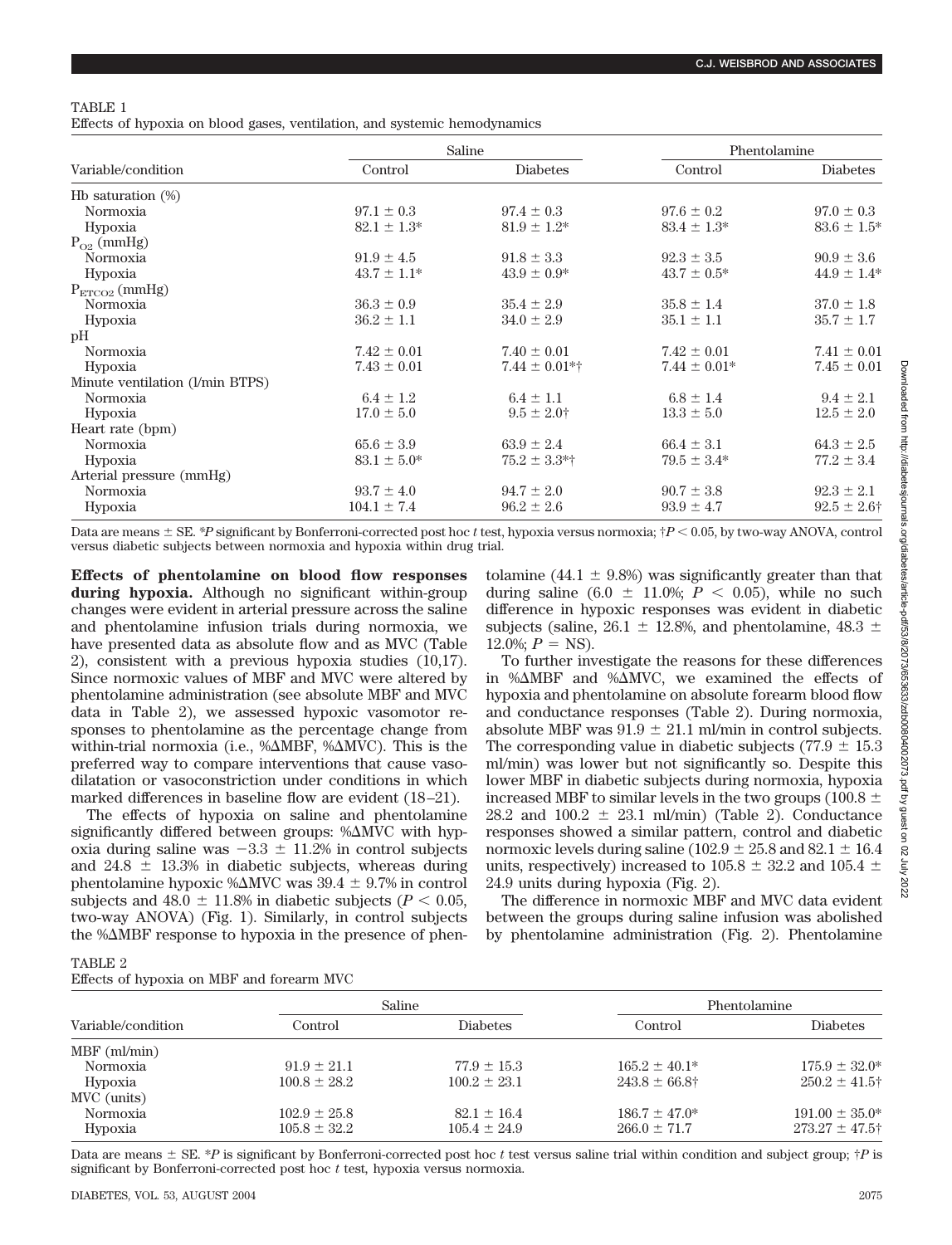TABLE 1
Effects of hypoxia on blood gases, ventilation, and systemic hemodynamics

| Variable/condition | Saline | | Phentolamine | |
|---|---|---|---|---|
| | Control | Diabetes | Control | Diabetes |
| Hb saturation (%) | | | | |
| Normoxia | 97.1 ± 0.3 | 97.4 ± 0.3 | 97.6 ± 0.2 | 97.0 ± 0.3 |
| Hypoxia | 82.1 ± 1.3* | 81.9 ± 1.2* | 83.4 ± 1.3* | 83.6 ± 1.5* |
| $P_{O_2}$ (mmHg) | | | | |
| Normoxia | 91.9 ± 4.5 | 91.8 ± 3.3 | 92.3 ± 3.5 | 90.9 ± 3.6 |
| Hypoxia | 43.7 ± 1.1* | 43.9 ± 0.9* | 43.7 ± 0.5* | 44.9 ± 1.4* |
| $P_{ETCO_2}$ (mmHg) | | | | |
| Normoxia | 36.3 ± 0.9 | 35.4 ± 2.9 | 35.8 ± 1.4 | 37.0 ± 1.8 |
| Hypoxia | 36.2 ± 1.1 | 34.0 ± 2.9 | 35.1 ± 1.1 | 35.7 ± 1.7 |
| pH | | | | |
| Normoxia | 7.42 ± 0.01 | 7.40 ± 0.01 | 7.42 ± 0.01 | 7.41 ± 0.01 |
| Hypoxia | 7.43 ± 0.01 | 7.44 ± 0.01*† | 7.44 ± 0.01* | 7.45 ± 0.01 |
| Minute ventilation (l/min BTPS) | | | | |
| Normoxia | 6.4 ± 1.2 | 6.4 ± 1.1 | 6.8 ± 1.4 | 9.4 ± 2.1 |
| Hypoxia | 17.0 ± 5.0 | 9.5 ± 2.0† | 13.3 ± 5.0 | 12.5 ± 2.0 |
| Heart rate (bpm) | | | | |
| Normoxia | 65.6 ± 3.9 | 63.9 ± 2.4 | 66.4 ± 3.1 | 64.3 ± 2.5 |
| Hypoxia | 83.1 ± 5.0* | 75.2 ± 3.3*† | 79.5 ± 3.4* | 77.2 ± 3.4 |
| Arterial pressure (mmHg) | | | | |
| Normoxia | 93.7 ± 4.0 | 94.7 ± 2.0 | 90.7 ± 3.8 | 92.3 ± 2.1 |
| Hypoxia | 104.1 ± 7.4 | 96.2 ± 2.6 | 93.9 ± 4.7 | 92.5 ± 2.6† |

Data are means ± SE. *$P$ significant by Bonferroni-corrected post hoc $t$ test, hypoxia versus normoxia; †$P < 0.05$, by two-way ANOVA, control versus diabetic subjects between normoxia and hypoxia within drug trial.

**Effects of phentolamine on blood flow responses during hypoxia.** Although no significant within-group changes were evident in arterial pressure across the saline and phentolamine infusion trials during normoxia, we have presented data as absolute flow and as MVC (Table 2), consistent with a previous hypoxia studies (10,17). Since normoxic values of MBF and MVC were altered by phentolamine administration (see absolute MBF and MVC data in Table 2), we assessed hypoxic vasomotor responses to phentolamine as the percentage change from within-trial normoxia (i.e., %ΔMBF, %ΔMVC). This is the preferred way to compare interventions that cause vasodilatation or vasoconstriction under conditions in which marked differences in baseline flow are evident (18–21).

The effects of hypoxia on saline and phentolamine significantly differed between groups: %ΔMVC with hypoxia during saline was −3.3 ± 11.2% in control subjects and 24.8 ± 13.3% in diabetic subjects, whereas during phentolamine hypoxic %ΔMVC was 39.4 ± 9.7% in control subjects and 48.0 ± 11.8% in diabetic subjects ($P < 0.05$, two-way ANOVA) (Fig. 1). Similarly, in control subjects the %ΔMBF response to hypoxia in the presence of phentolamine (44.1 ± 9.8%) was significantly greater than that during saline (6.0 ± 11.0%; $P < 0.05$), while no such difference in hypoxic responses was evident in diabetic subjects (saline, 26.1 ± 12.8%, and phentolamine, 48.3 ± 12.0%; $P$ = NS).

To further investigate the reasons for these differences in %ΔMBF and %ΔMVC, we examined the effects of hypoxia and phentolamine on absolute forearm blood flow and conductance responses (Table 2). During normoxia, absolute MBF was 91.9 ± 21.1 ml/min in control subjects. The corresponding value in diabetic subjects (77.9 ± 15.3 ml/min) was lower but not significantly so. Despite this lower MBF in diabetic subjects during normoxia, hypoxia increased MBF to similar levels in the two groups (100.8 ± 28.2 and 100.2 ± 23.1 ml/min) (Table 2). Conductance responses showed a similar pattern, control and diabetic normoxic levels during saline (102.9 ± 25.8 and 82.1 ± 16.4 units, respectively) increased to 105.8 ± 32.2 and 105.4 ± 24.9 units during hypoxia (Fig. 2).

The difference in normoxic MBF and MVC data evident between the groups during saline infusion was abolished by phentolamine administration (Fig. 2). Phentolamine

TABLE 2
Effects of hypoxia on MBF and forearm MVC

| Variable/condition | Saline | | Phentolamine | |
|---|---|---|---|---|
| | Control | Diabetes | Control | Diabetes |
| MBF (ml/min) | | | | |
| Normoxia | 91.9 ± 21.1 | 77.9 ± 15.3 | 165.2 ± 40.1* | 175.9 ± 32.0* |
| Hypoxia | 100.8 ± 28.2 | 100.2 ± 23.1 | 243.8 ± 66.8† | 250.2 ± 41.5† |
| MVC (units) | | | | |
| Normoxia | 102.9 ± 25.8 | 82.1 ± 16.4 | 186.7 ± 47.0* | 191.00 ± 35.0* |
| Hypoxia | 105.8 ± 32.2 | 105.4 ± 24.9 | 266.0 ± 71.7 | 273.27 ± 47.5† |

Data are means ± SE. *$P$ is significant by Bonferroni-corrected post hoc $t$ test versus saline trial within condition and subject group; †$P$ is significant by Bonferroni-corrected post hoc $t$ test, hypoxia versus normoxia.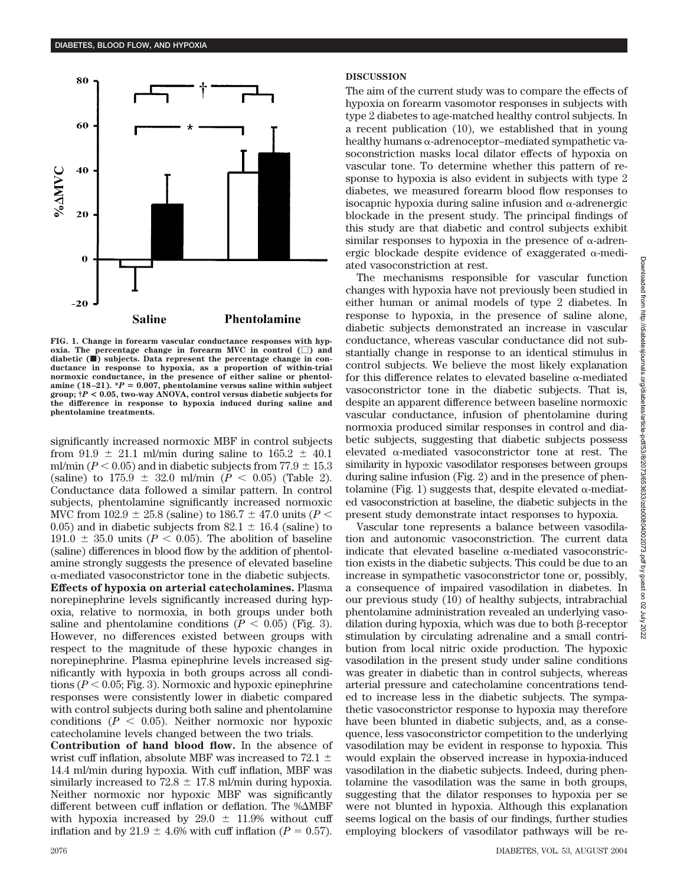80

60

40

20

0

-20

%ΔMVC

†

*

Saline

Phentolamine

FIG. 1. Change in forearm vascular conductance responses with hypoxia. The percentage change in forearm MVC in control (□) and diabetic (■) subjects. Data represent the percentage change in conductance in response to hypoxia, as a proportion of within-trial normoxic conductance, in the presence of either saline or phentolamine (18–21). *$P = 0.007$, phentolamine versus saline within subject group; †$P < 0.05$, two-way ANOVA, control versus diabetic subjects for the difference in response to hypoxia induced during saline and phentolamine treatments.

significantly increased normoxic MBF in control subjects from 91.9 ± 21.1 ml/min during saline to 165.2 ± 40.1 ml/min ($P < 0.05$) and in diabetic subjects from 77.9 ± 15.3 (saline) to 175.9 ± 32.0 ml/min ($P < 0.05$) (Table 2). Conductance data followed a similar pattern. In control subjects, phentolamine significantly increased normoxic MVC from 102.9 ± 25.8 (saline) to 186.7 ± 47.0 units ($P < 0.05$) and in diabetic subjects from 82.1 ± 16.4 (saline) to 191.0 ± 35.0 units ($P < 0.05$). The abolition of baseline (saline) differences in blood flow by the addition of phentolamine strongly suggests the presence of elevated baseline α-mediated vasoconstrictor tone in the diabetic subjects.

**Effects of hypoxia on arterial catecholamines.** Plasma norepinephrine levels significantly increased during hypoxia, relative to normoxia, in both groups under both saline and phentolamine conditions ($P < 0.05$) (Fig. 3). However, no differences existed between groups with respect to the magnitude of these hypoxic changes in norepinephrine. Plasma epinephrine levels increased significantly with hypoxia in both groups across all conditions ($P < 0.05$; Fig. 3). Normoxic and hypoxic epinephrine responses were consistently lower in diabetic compared with control subjects during both saline and phentolamine conditions ($P < 0.05$). Neither normoxic nor hypoxic catecholamine levels changed between the two trials.

**Contribution of hand blood flow.** In the absence of wrist cuff inflation, absolute MBF was increased to 72.1 ± 14.4 ml/min during hypoxia. With cuff inflation, MBF was similarly increased to 72.8 ± 17.8 ml/min during hypoxia. Neither normoxic nor hypoxic MBF was significantly different between cuff inflation or deflation. The %ΔMBF with hypoxia increased by 29.0 ± 11.9% without cuff inflation and by 21.9 ± 4.6% with cuff inflation ($P = 0.57$).

## DISCUSSION

The aim of the current study was to compare the effects of hypoxia on forearm vasomotor responses in subjects with type 2 diabetes to age-matched healthy control subjects. In a recent publication (10), we established that in young healthy humans α-adrenoceptor–mediated sympathetic vasoconstriction masks local dilator effects of hypoxia on vascular tone. To determine whether this pattern of response to hypoxia is also evident in subjects with type 2 diabetes, we measured forearm blood flow responses to isocapnic hypoxia during saline infusion and α-adrenergic blockade in the present study. The principal findings of this study are that diabetic and control subjects exhibit similar responses to hypoxia in the presence of α-adrenergic blockade despite evidence of exaggerated α-mediated vasoconstriction at rest.

The mechanisms responsible for vascular function changes with hypoxia have not previously been studied in either human or animal models of type 2 diabetes. In response to hypoxia, in the presence of saline alone, diabetic subjects demonstrated an increase in vascular conductance, whereas vascular conductance did not substantially change in response to an identical stimulus in control subjects. We believe the most likely explanation for this difference relates to elevated baseline α-mediated vasoconstrictor tone in the diabetic subjects. That is, despite an apparent difference between baseline normoxic vascular conductance, infusion of phentolamine during normoxia produced similar responses in control and diabetic subjects, suggesting that diabetic subjects possess elevated α-mediated vasoconstrictor tone at rest. The similarity in hypoxic vasodilator responses between groups during saline infusion (Fig. 2) and in the presence of phentolamine (Fig. 1) suggests that, despite elevated α-mediated vasoconstriction at baseline, the diabetic subjects in the present study demonstrate intact responses to hypoxia.

Vascular tone represents a balance between vasodilation and autonomic vasoconstriction. The current data indicate that elevated baseline α-mediated vasoconstriction exists in the diabetic subjects. This could be due to an increase in sympathetic vasoconstrictor tone or, possibly, a consequence of impaired vasodilation in diabetes. In our previous study (10) of healthy subjects, intrabrachial phentolamine administration revealed an underlying vasodilation during hypoxia, which was due to both β-receptor stimulation by circulating adrenaline and a small contribution from local nitric oxide production. The hypoxic vasodilation in the present study under saline conditions was greater in diabetic than in control subjects, whereas arterial pressure and catecholamine concentrations tended to increase less in the diabetic subjects. The sympathetic vasoconstrictor response to hypoxia may therefore have been blunted in diabetic subjects, and, as a consequence, less vasoconstrictor competition to the underlying vasodilation may be evident in response to hypoxia. This would explain the observed increase in hypoxia-induced vasodilation in the diabetic subjects. Indeed, during phentolamine the vasodilation was the same in both groups, suggesting that the dilator responses to hypoxia per se were not blunted in hypoxia. Although this explanation seems logical on the basis of our findings, further studies employing blockers of vasodilator pathways will be re-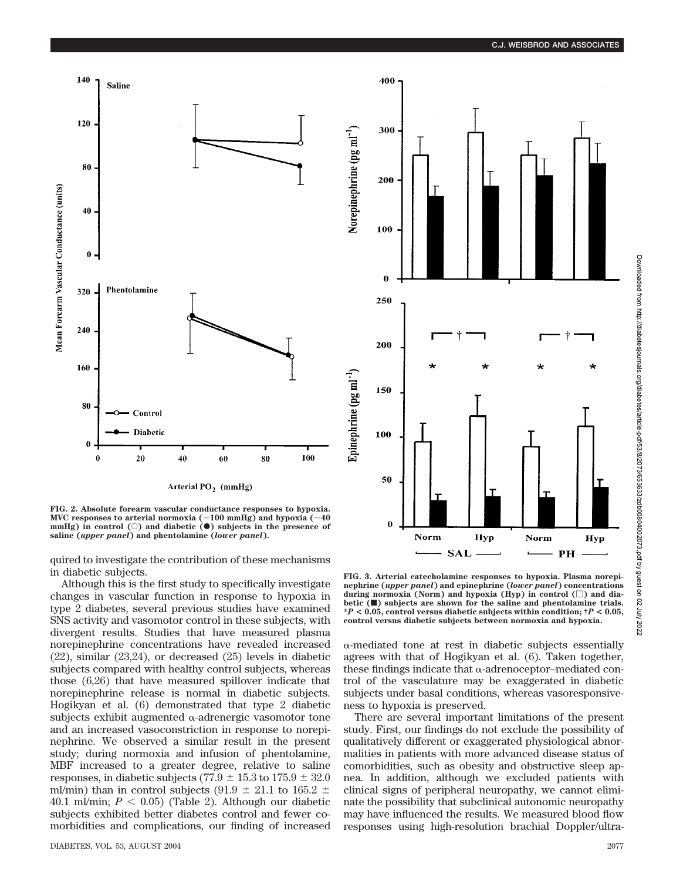Saline

Phentolamine

Mean Forearm Vascular Conductance (units)

Control

Diabetic

Arterial $PO_2$ (mmHg)

**FIG. 2. Absolute forearm vascular conductance responses to hypoxia. MVC responses to arterial normoxia (~100 mmHg) and hypoxia (~40 mmHg) in control (○) and diabetic (●) subjects in the presence of saline (*upper panel*) and phentolamine (*lower panel*).**

Norepinephrine (pg ml$^{-1}$)

Epinephrine (pg ml$^{-1}$)

Norm Hyp Norm Hyp

SAL PH

**FIG. 3. Arterial catecholamine responses to hypoxia. Plasma norepinephrine (*upper panel*) and epinephrine (*lower panel*) concentrations during normoxia (Norm) and hypoxia (Hyp) in control (□) and diabetic (■) subjects are shown for the saline and phentolamine trials. \*$P < 0.05$, control versus diabetic subjects within condition; †$P < 0.05$, control versus diabetic subjects between normoxia and hypoxia.**

quired to investigate the contribution of these mechanisms in diabetic subjects.

Although this is the first study to specifically investigate changes in vascular function in response to hypoxia in type 2 diabetes, several previous studies have examined SNS activity and vasomotor control in these subjects, with divergent results. Studies that have measured plasma norepinephrine concentrations have revealed increased (22), similar (23,24), or decreased (25) levels in diabetic subjects compared with healthy control subjects, whereas those (6,26) that have measured spillover indicate that norepinephrine release is normal in diabetic subjects. Hogikyan et al. (6) demonstrated that type 2 diabetic subjects exhibit augmented α-adrenergic vasomotor tone and an increased vasoconstriction in response to norepinephrine. We observed a similar result in the present study; during normoxia and infusion of phentolamine, MBF increased to a greater degree, relative to saline responses, in diabetic subjects (77.9 ± 15.3 to 175.9 ± 32.0 ml/min) than in control subjects (91.9 ± 21.1 to 165.2 ± 40.1 ml/min; $P < 0.05$) (Table 2). Although our diabetic subjects exhibited better diabetes control and fewer comorbidities and complications, our finding of increased α-mediated tone at rest in diabetic subjects essentially agrees with that of Hogikyan et al. (6). Taken together, these findings indicate that α-adrenoceptor–mediated control of the vasculature may be exaggerated in diabetic subjects under basal conditions, whereas vasoresponsiveness to hypoxia is preserved.

There are several important limitations of the present study. First, our findings do not exclude the possibility of qualitatively different or exaggerated physiological abnormalities in patients with more advanced disease status of comorbidities, such as obesity and obstructive sleep apnea. In addition, although we excluded patients with clinical signs of peripheral neuropathy, we cannot eliminate the possibility that subclinical autonomic neuropathy may have influenced the results. We measured blood flow responses using high-resolution brachial Doppler/ultra-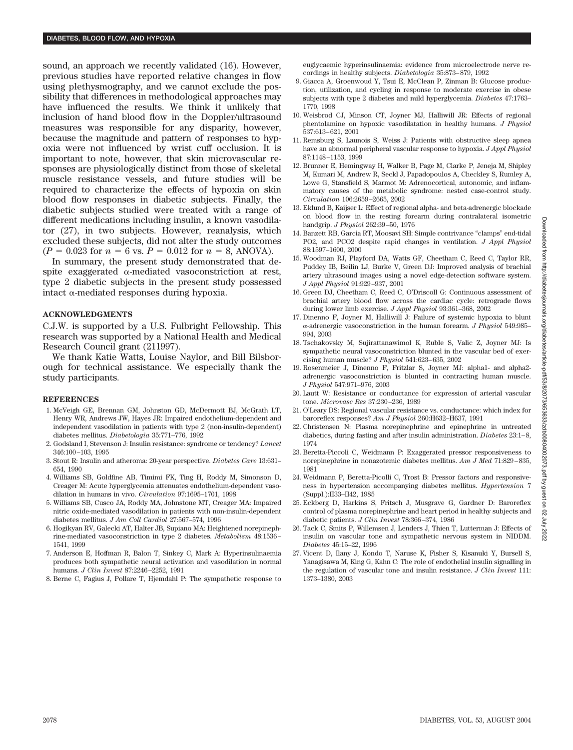sound, an approach we recently validated (16). However, previous studies have reported relative changes in flow using plethysmography, and we cannot exclude the possibility that differences in methodological approaches may have influenced the results. We think it unlikely that inclusion of hand blood flow in the Doppler/ultrasound measures was responsible for any disparity, however, because the magnitude and pattern of responses to hypoxia were not influenced by wrist cuff occlusion. It is important to note, however, that skin microvascular responses are physiologically distinct from those of skeletal muscle resistance vessels, and future studies will be required to characterize the effects of hypoxia on skin blood flow responses in diabetic subjects. Finally, the diabetic subjects studied were treated with a range of different medications including insulin, a known vasodilator (27), in two subjects. However, reanalysis, which excluded these subjects, did not alter the study outcomes ($P = 0.023$ for $n = 6$ vs. $P = 0.012$ for $n = 8$, ANOVA).

In summary, the present study demonstrated that despite exaggerated α-mediated vasoconstriction at rest, type 2 diabetic subjects in the present study possessed intact α-mediated responses during hypoxia.

## ACKNOWLEDGMENTS

C.J.W. is supported by a U.S. Fulbright Fellowship. This research was supported by a National Health and Medical Research Council grant (211997).

We thank Katie Watts, Louise Naylor, and Bill Bilsborough for technical assistance. We especially thank the study participants.

## REFERENCES

1. McVeigh GE, Brennan GM, Johnston GD, McDermott BJ, McGrath LT, Henry WR, Andrews JW, Hayes JR: Impaired endothelium-dependent and independent vasodilation in patients with type 2 (non-insulin-dependent) diabetes mellitus. *Diabetologia* 35:771–776, 1992
2. Godsland I, Stevenson J: Insulin resistance: syndrome or tendency? *Lancet* 346:100–103, 1995
3. Stout R: Insulin and atheroma: 20-year perspective. *Diabetes Care* 13:631–654, 1990
4. Williams SB, Goldfine AB, Timimi FK, Ting H, Roddy M, Simonson D, Creager M: Acute hyperglycemia attenuates endothelium-dependent vasodilation in humans in vivo. *Circulation* 97:1695–1701, 1998
5. Williams SB, Cusco JA, Roddy MA, Johnstone MT, Creager MA: Impaired nitric oxide-mediated vasodilation in patients with non-insulin-dependent diabetes mellitus. *J Am Coll Cardiol* 27:567–574, 1996
6. Hogikyan RV, Galecki AT, Halter JB, Supiano MA: Heightened norepinephrine-mediated vasoconstriction in type 2 diabetes. *Metabolism* 48:1536–1541, 1999
7. Anderson E, Hoffman R, Balon T, Sinkey C, Mark A: Hyperinsulinaemia produces both sympathetic neural activation and vasodilation in normal humans. *J Clin Invest* 87:2246–2252, 1991
8. Berne C, Fagius J, Pollare T, Hjemdahl P: The sympathetic response to euglycaemic hyperinsulinaemia: evidence from microelectrode nerve recordings in healthy subjects. *Diabetologia* 35:873–879, 1992
9. Giacca A, Groenwoud Y, Tsui E, McClean P, Zinman B: Glucose production, utilization, and cycling in response to moderate exercise in obese subjects with type 2 diabetes and mild hyperglycemia. *Diabetes* 47:1763–1770, 1998
10. Weisbrod CJ, Minson CT, Joyner MJ, Halliwill JR: Effects of regional phentolamine on hypoxic vasodilatation in healthy humans. *J Physiol* 537:613–621, 2001
11. Remsburg S, Launois S, Weiss J: Patients with obstructive sleep apnea have an abnormal peripheral vascular response to hypoxia. *J Appl Physiol* 87:1148–1153, 1999
12. Brunner E, Hemingway H, Walker B, Page M, Clarke P, Jeneja M, Shipley M, Kumari M, Andrew R, Seckl J, Papadopoulos A, Checkley S, Rumley A, Lowe G, Stansfield S, Marmot M: Adrenocortical, autonomic, and inflammatory causes of the metabolic syndrome: nested case-control study. *Circulation* 106:2659–2665, 2002
13. Eklund B, Kaijser L: Effect of regional alpha- and beta-adrenergic blockade on blood flow in the resting forearm during contralateral isometric handgrip. *J Physiol* 262:39–50, 1976
14. Banzett RB, Garcia RT, Moosavi SH: Simple contrivance "clamps" end-tidal PO2, and PCO2 despite rapid changes in ventilation. *J Appl Physiol* 88:1597–1600, 2000
15. Woodman RJ, Playford DA, Watts GF, Cheetham C, Reed C, Taylor RR, Puddey IB, Beilin LJ, Burke V, Green DJ: Improved analysis of brachial artery ultrasound images using a novel edge-detection software system. *J Appl Physiol* 91:929–937, 2001
16. Green DJ, Cheetham C, Reed C, O'Driscoll G: Continuous assessment of brachial artery blood flow across the cardiac cycle: retrograde flows during lower limb exercise. *J Appl Physiol* 93:361–368, 2002
17. Dinenno F, Joyner M, Halliwill J: Failure of systemic hypoxia to blunt α-adrenergic vasoconstriction in the human forearm. *J Physiol* 549:985–994, 2003
18. Tschakovsky M, Sujirattanawimol K, Ruble S, Valic Z, Joyner MJ: Is sympathetic neural vasoconstriction blunted in the vascular bed of exercising human muscle? *J Physiol* 541:623–635, 2002
19. Rosenmeier J, Dinenno F, Fritzlar S, Joyner MJ: alpha1- and alpha2-adrenergic vasoconstriction is blunted in contracting human muscle. *J Physiol* 547:971–976, 2003
20. Lautt W: Resistance or conductance for expression of arterial vascular tone. *Microvasc Res* 37:230–236, 1989
21. O'Leary DS: Regional vascular resistance vs. conductance: which index for baroreflex responses? *Am J Physiol* 260:H632–H637, 1991
22. Christensen N: Plasma norepinephrine and epinephrine in untreated diabetics, during fasting and after insulin administration. *Diabetes* 23:1–8, 1974
23. Beretta-Piccoli C, Weidmann P: Exaggerated pressor responsiveness to norepinephrine in nonazotemic diabetes mellitus. *Am J Med* 71:829–835, 1981
24. Weidmann P, Beretta-Picolli C, Trost B: Pressor factors and responsiveness in hypertension accompanying diabetes mellitus. *Hypertension* 7 (Suppl.):II33–II42, 1985
25. Eckberg D, Harkins S, Fritsch J, Musgrave G, Gardner D: Baroreflex control of plasma norepinephrine and heart period in healthy subjects and diabetic patients. *J Clin Invest* 78:366–374, 1986
26. Tack C, Smits P, Willemsen J, Lenders J, Thien T, Lutterman J: Effects of insulin on vascular tone and sympathetic nervous system in NIDDM. *Diabetes* 45:15–22, 1996
27. Vicent D, Ilany J, Kondo T, Naruse K, Fisher S, Kisanuki Y, Bursell S, Yanagisawa M, King G, Kahn C: The role of endothelial insulin signalling in the regulation of vascular tone and insulin resistance. *J Clin Invest* 111: 1373–1380, 2003